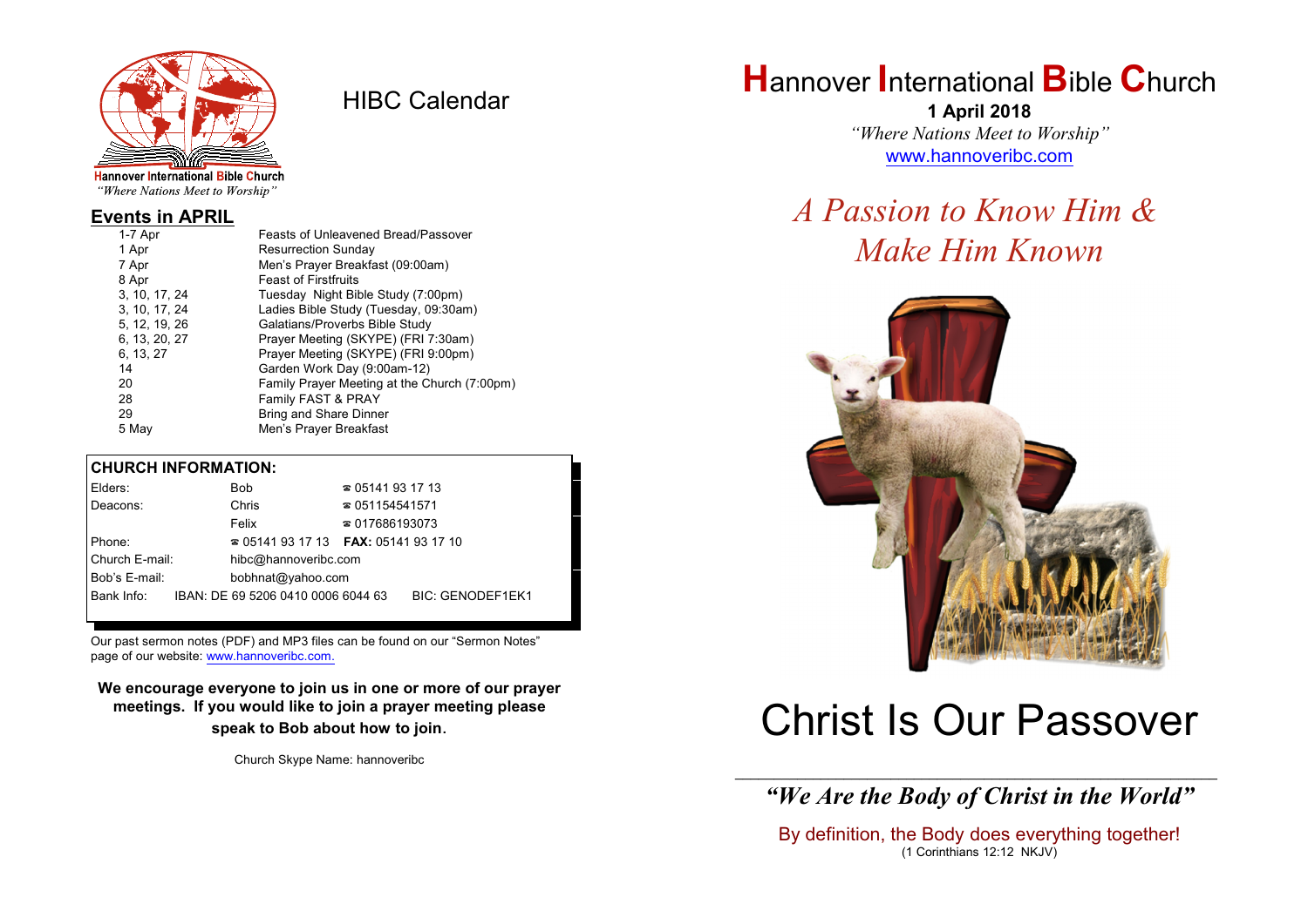Hannover International Bible Church
*"Where Nations Meet to Worship"*

# HIBC Calendar

## Events in APRIL

| | |
|---|---|
| 1-7 Apr | Feasts of Unleavened Bread/Passover |
| 1 Apr | Resurrection Sunday |
| 7 Apr | Men's Prayer Breakfast (09:00am) |
| 8 Apr | Feast of Firstfruits |
| 3, 10, 17, 24 | Tuesday Night Bible Study (7:00pm) |
| 3, 10, 17, 24 | Ladies Bible Study (Tuesday, 09:30am) |
| 5, 12, 19, 26 | Galatians/Proverbs Bible Study |
| 6, 13, 20, 27 | Prayer Meeting (SKYPE) (FRI 7:30am) |
| 6, 13, 27 | Prayer Meeting (SKYPE) (FRI 9:00pm) |
| 14 | Garden Work Day (9:00am-12) |
| 20 | Family Prayer Meeting at the Church (7:00pm) |
| 28 | Family FAST & PRAY |
| 29 | Bring and Share Dinner |
| 5 May | Men's Prayer Breakfast |

## CHURCH INFORMATION:

| | | |
|---|---|---|
| Elders: | Bob | ☎ 05141 93 17 13 |
| Deacons: | Chris | ☎ 051154541571 |
| | Felix | ☎ 017686193073 |
| Phone: | ☎ 05141 93 17 13 | **FAX:** 05141 93 17 10 |
| Church E-mail: | hibc@hannoveribc.com | |
| Bob's E-mail: | bobhnat@yahoo.com | |
| Bank Info: | IBAN: DE 69 5206 0410 0006 6044 63 | BIC: GENODEF1EK1 |

Our past sermon notes (PDF) and MP3 files can be found on our "Sermon Notes" page of our website: www.hannoveribc.com.

**We encourage everyone to join us in one or more of our prayer meetings. If you would like to join a prayer meeting please speak to Bob about how to join.**

Church Skype Name: hannoveribc

# Hannover International Bible Church

**1 April 2018**

*"Where Nations Meet to Worship"*

www.hannoveribc.com

## *A Passion to Know Him & Make Him Known*

# Christ Is Our Passover

---

***"We Are the Body of Christ in the World"***

By definition, the Body does everything together!
(1 Corinthians 12:12 NKJV)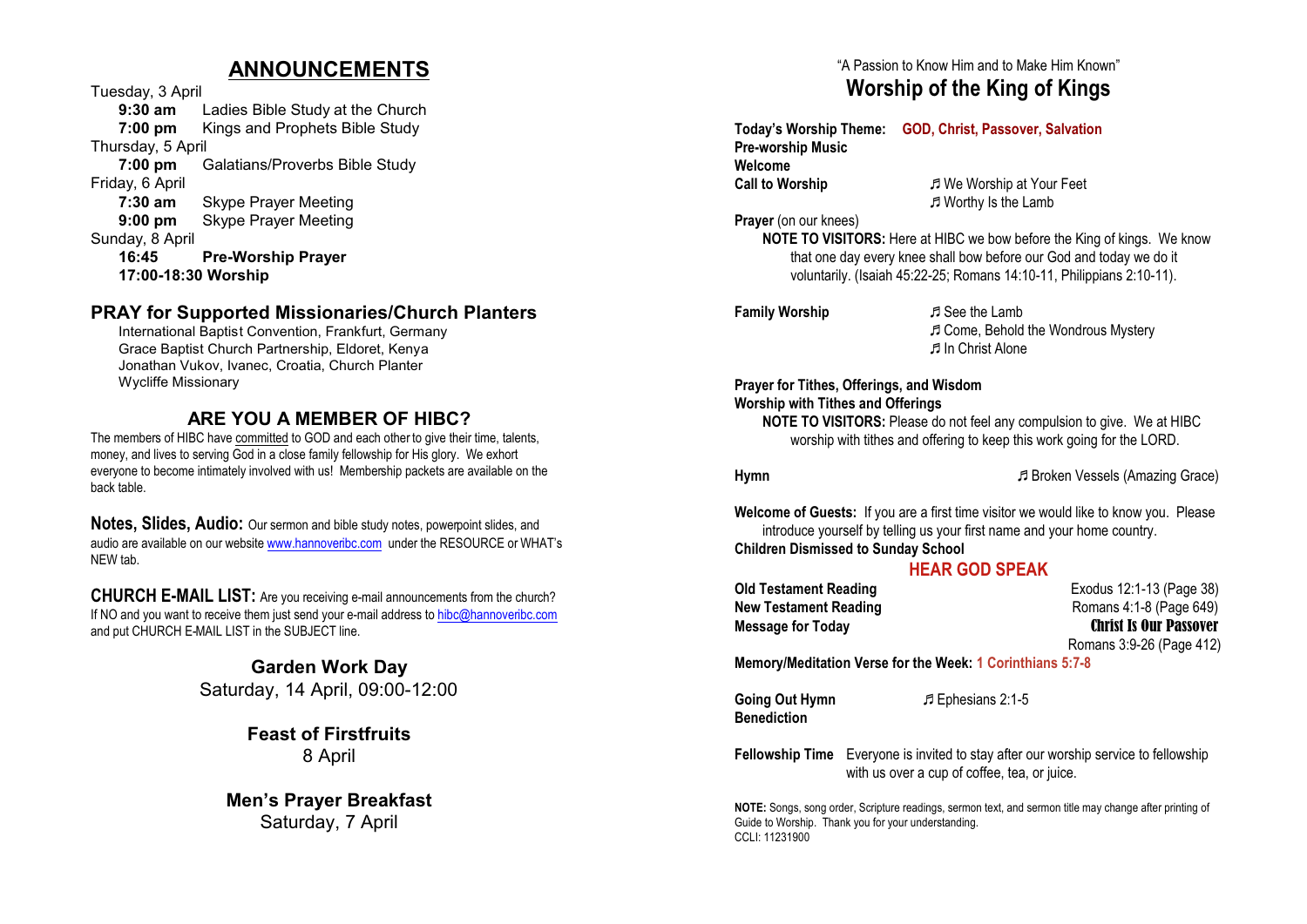## ANNOUNCEMENTS

Tuesday, 3 April

- **9:30 am** Ladies Bible Study at the Church
- **7:00 pm** Kings and Prophets Bible Study

Thursday, 5 April

- **7:00 pm** Galatians/Proverbs Bible Study

Friday, 6 April

- **7:30 am** Skype Prayer Meeting
- **9:00 pm** Skype Prayer Meeting

Sunday, 8 April

- **16:45 Pre-Worship Prayer**
- **17:00-18:30 Worship**

### PRAY for Supported Missionaries/Church Planters

International Baptist Convention, Frankfurt, Germany
Grace Baptist Church Partnership, Eldoret, Kenya
Jonathan Vukov, Ivanec, Croatia, Church Planter
Wycliffe Missionary

### ARE YOU A MEMBER OF HIBC?

The members of HIBC have committed to GOD and each other to give their time, talents, money, and lives to serving God in a close family fellowship for His glory. We exhort everyone to become intimately involved with us! Membership packets are available on the back table.

**Notes, Slides, Audio:** Our sermon and bible study notes, powerpoint slides, and audio are available on our website www.hannoveribc.com under the RESOURCE or WHAT's NEW tab.

**CHURCH E-MAIL LIST:** Are you receiving e-mail announcements from the church? If NO and you want to receive them just send your e-mail address to hibc@hannoveribc.com and put CHURCH E-MAIL LIST in the SUBJECT line.

**Garden Work Day**
Saturday, 14 April, 09:00-12:00

**Feast of Firstfruits**
8 April

**Men's Prayer Breakfast**
Saturday, 7 April

"A Passion to Know Him and to Make Him Known"

## Worship of the King of Kings

**Today's Worship Theme:** **GOD, Christ, Passover, Salvation**

**Pre-worship Music**

**Welcome**

**Call to Worship** ♬ We Worship at Your Feet
♬ Worthy Is the Lamb

**Prayer** (on our knees)

**NOTE TO VISITORS:** Here at HIBC we bow before the King of kings. We know that one day every knee shall bow before our God and today we do it voluntarily. (Isaiah 45:22-25; Romans 14:10-11, Philippians 2:10-11).

**Family Worship** ♬ See the Lamb
♬ Come, Behold the Wondrous Mystery
♬ In Christ Alone

**Prayer for Tithes, Offerings, and Wisdom**

**Worship with Tithes and Offerings**

**NOTE TO VISITORS:** Please do not feel any compulsion to give. We at HIBC worship with tithes and offering to keep this work going for the LORD.

**Hymn** ♬ Broken Vessels (Amazing Grace)

**Welcome of Guests:** If you are a first time visitor we would like to know you. Please introduce yourself by telling us your first name and your home country.

**Children Dismissed to Sunday School**

### HEAR GOD SPEAK

**Old Testament Reading** Exodus 12:1-13 (Page 38)

**New Testament Reading** Romans 4:1-8 (Page 649)

**Message for Today** **Christ Is Our Passover**
Romans 3:9-26 (Page 412)

**Memory/Meditation Verse for the Week:** **1 Corinthians 5:7-8**

**Going Out Hymn** ♬ Ephesians 2:1-5

**Benediction**

**Fellowship Time** Everyone is invited to stay after our worship service to fellowship with us over a cup of coffee, tea, or juice.

**NOTE:** Songs, song order, Scripture readings, sermon text, and sermon title may change after printing of Guide to Worship. Thank you for your understanding.
CCLI: 11231900